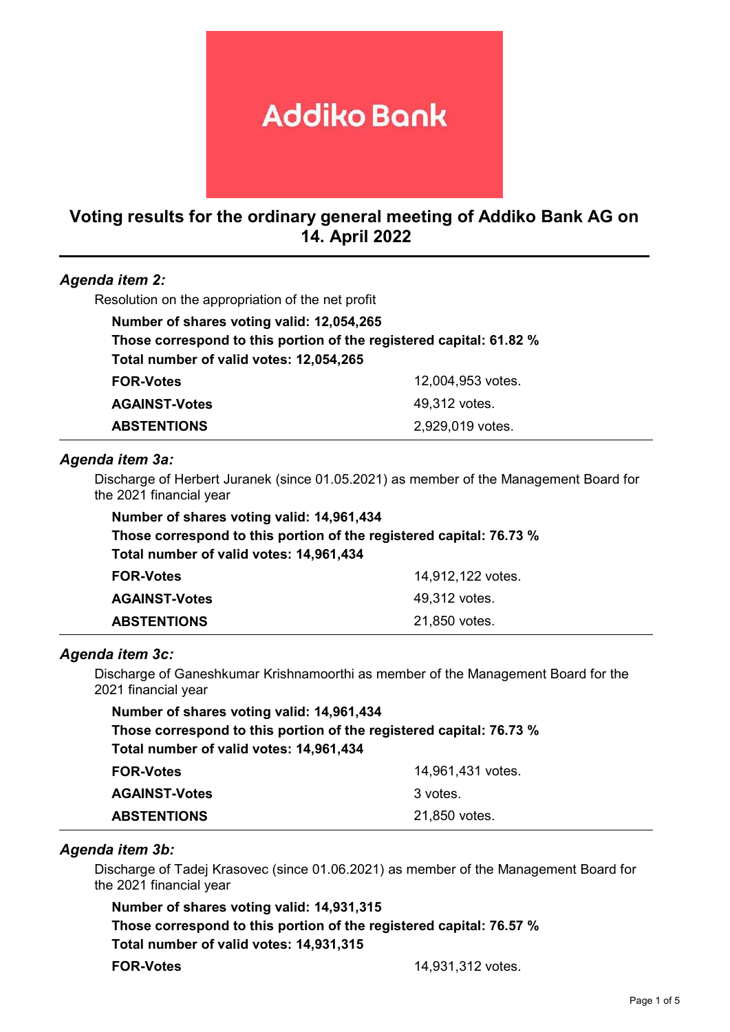Addiko Bank

# Voting results for the ordinary general meeting of Addiko Bank AG on 14. April 2022

### *Agenda item 2:*

Resolution on the appropriation of the net profit

**Number of shares voting valid: 12,054,265**
**Those correspond to this portion of the registered capital: 61.82 %**
**Total number of valid votes: 12,054,265**

| | |
|---|---|
| **FOR-Votes** | 12,004,953 votes. |
| **AGAINST-Votes** | 49,312 votes. |
| **ABSTENTIONS** | 2,929,019 votes. |

### *Agenda item 3a:*

Discharge of Herbert Juranek (since 01.05.2021) as member of the Management Board for the 2021 financial year

**Number of shares voting valid: 14,961,434**
**Those correspond to this portion of the registered capital: 76.73 %**
**Total number of valid votes: 14,961,434**

| | |
|---|---|
| **FOR-Votes** | 14,912,122 votes. |
| **AGAINST-Votes** | 49,312 votes. |
| **ABSTENTIONS** | 21,850 votes. |

### *Agenda item 3c:*

Discharge of Ganeshkumar Krishnamoorthi as member of the Management Board for the 2021 financial year

**Number of shares voting valid: 14,961,434**
**Those correspond to this portion of the registered capital: 76.73 %**
**Total number of valid votes: 14,961,434**

| | |
|---|---|
| **FOR-Votes** | 14,961,431 votes. |
| **AGAINST-Votes** | 3 votes. |
| **ABSTENTIONS** | 21,850 votes. |

### *Agenda item 3b:*

Discharge of Tadej Krasovec (since 01.06.2021) as member of the Management Board for the 2021 financial year

**Number of shares voting valid: 14,931,315**
**Those correspond to this portion of the registered capital: 76.57 %**
**Total number of valid votes: 14,931,315**

| | |
|---|---|
| **FOR-Votes** | 14,931,312 votes. |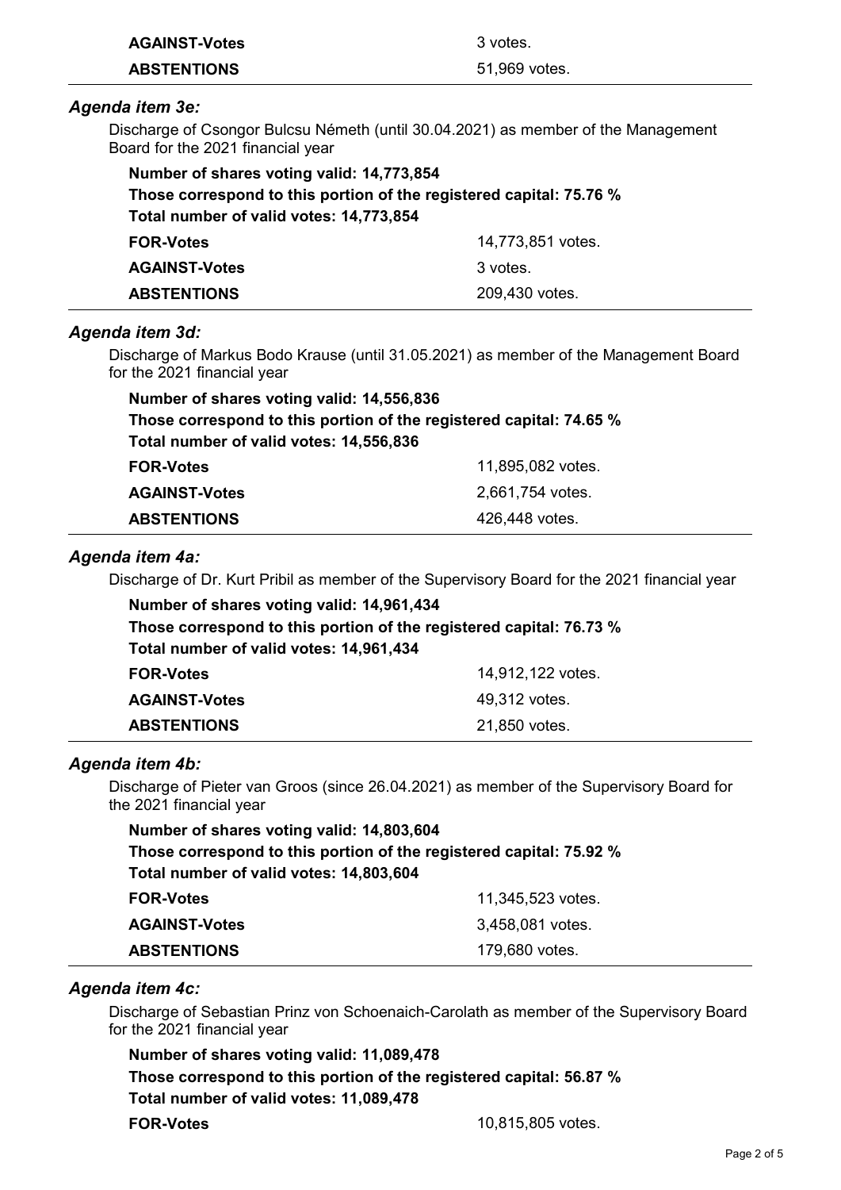| | |
|---|---|
| **AGAINST-Votes** | 3 votes. |
| **ABSTENTIONS** | 51,969 votes. |

### *Agenda item 3e:*

Discharge of Csongor Bulcsu Németh (until 30.04.2021) as member of the Management Board for the 2021 financial year

**Number of shares voting valid: 14,773,854**
**Those correspond to this portion of the registered capital: 75.76 %**
**Total number of valid votes: 14,773,854**

| | |
|---|---|
| **FOR-Votes** | 14,773,851 votes. |
| **AGAINST-Votes** | 3 votes. |
| **ABSTENTIONS** | 209,430 votes. |

### *Agenda item 3d:*

Discharge of Markus Bodo Krause (until 31.05.2021) as member of the Management Board for the 2021 financial year

**Number of shares voting valid: 14,556,836**
**Those correspond to this portion of the registered capital: 74.65 %**
**Total number of valid votes: 14,556,836**

| | |
|---|---|
| **FOR-Votes** | 11,895,082 votes. |
| **AGAINST-Votes** | 2,661,754 votes. |
| **ABSTENTIONS** | 426,448 votes. |

### *Agenda item 4a:*

Discharge of Dr. Kurt Pribil as member of the Supervisory Board for the 2021 financial year

**Number of shares voting valid: 14,961,434**
**Those correspond to this portion of the registered capital: 76.73 %**
**Total number of valid votes: 14,961,434**

| | |
|---|---|
| **FOR-Votes** | 14,912,122 votes. |
| **AGAINST-Votes** | 49,312 votes. |
| **ABSTENTIONS** | 21,850 votes. |

### *Agenda item 4b:*

Discharge of Pieter van Groos (since 26.04.2021) as member of the Supervisory Board for the 2021 financial year

**Number of shares voting valid: 14,803,604**
**Those correspond to this portion of the registered capital: 75.92 %**
**Total number of valid votes: 14,803,604**

| | |
|---|---|
| **FOR-Votes** | 11,345,523 votes. |
| **AGAINST-Votes** | 3,458,081 votes. |
| **ABSTENTIONS** | 179,680 votes. |

### *Agenda item 4c:*

Discharge of Sebastian Prinz von Schoenaich-Carolath as member of the Supervisory Board for the 2021 financial year

**Number of shares voting valid: 11,089,478**
**Those correspond to this portion of the registered capital: 56.87 %**
**Total number of valid votes: 11,089,478**

| | |
|---|---|
| **FOR-Votes** | 10,815,805 votes. |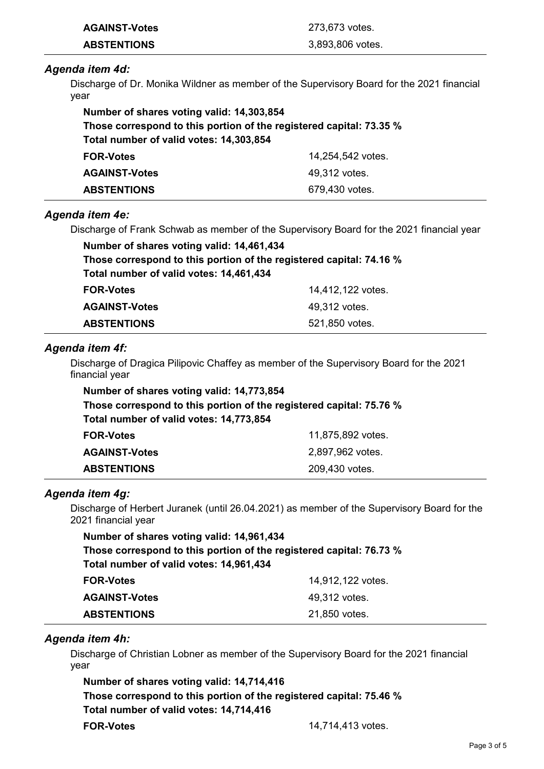| | |
|---|---|
| **AGAINST-Votes** | 273,673 votes. |
| **ABSTENTIONS** | 3,893,806 votes. |

### *Agenda item 4d:*

Discharge of Dr. Monika Wildner as member of the Supervisory Board for the 2021 financial year

**Number of shares voting valid: 14,303,854**

**Those correspond to this portion of the registered capital: 73.35 %**

**Total number of valid votes: 14,303,854**

| | |
|---|---|
| **FOR-Votes** | 14,254,542 votes. |
| **AGAINST-Votes** | 49,312 votes. |
| **ABSTENTIONS** | 679,430 votes. |

### *Agenda item 4e:*

Discharge of Frank Schwab as member of the Supervisory Board for the 2021 financial year

**Number of shares voting valid: 14,461,434**

**Those correspond to this portion of the registered capital: 74.16 %**

**Total number of valid votes: 14,461,434**

| | |
|---|---|
| **FOR-Votes** | 14,412,122 votes. |
| **AGAINST-Votes** | 49,312 votes. |
| **ABSTENTIONS** | 521,850 votes. |

### *Agenda item 4f:*

Discharge of Dragica Pilipovic Chaffey as member of the Supervisory Board for the 2021 financial year

**Number of shares voting valid: 14,773,854**

**Those correspond to this portion of the registered capital: 75.76 %**

**Total number of valid votes: 14,773,854**

| | |
|---|---|
| **FOR-Votes** | 11,875,892 votes. |
| **AGAINST-Votes** | 2,897,962 votes. |
| **ABSTENTIONS** | 209,430 votes. |

### *Agenda item 4g:*

Discharge of Herbert Juranek (until 26.04.2021) as member of the Supervisory Board for the 2021 financial year

**Number of shares voting valid: 14,961,434**

**Those correspond to this portion of the registered capital: 76.73 %**

**Total number of valid votes: 14,961,434**

| | |
|---|---|
| **FOR-Votes** | 14,912,122 votes. |
| **AGAINST-Votes** | 49,312 votes. |
| **ABSTENTIONS** | 21,850 votes. |

### *Agenda item 4h:*

Discharge of Christian Lobner as member of the Supervisory Board for the 2021 financial year

**Number of shares voting valid: 14,714,416**

**Those correspond to this portion of the registered capital: 75.46 %**

**Total number of valid votes: 14,714,416**

| | |
|---|---|
| **FOR-Votes** | 14,714,413 votes. |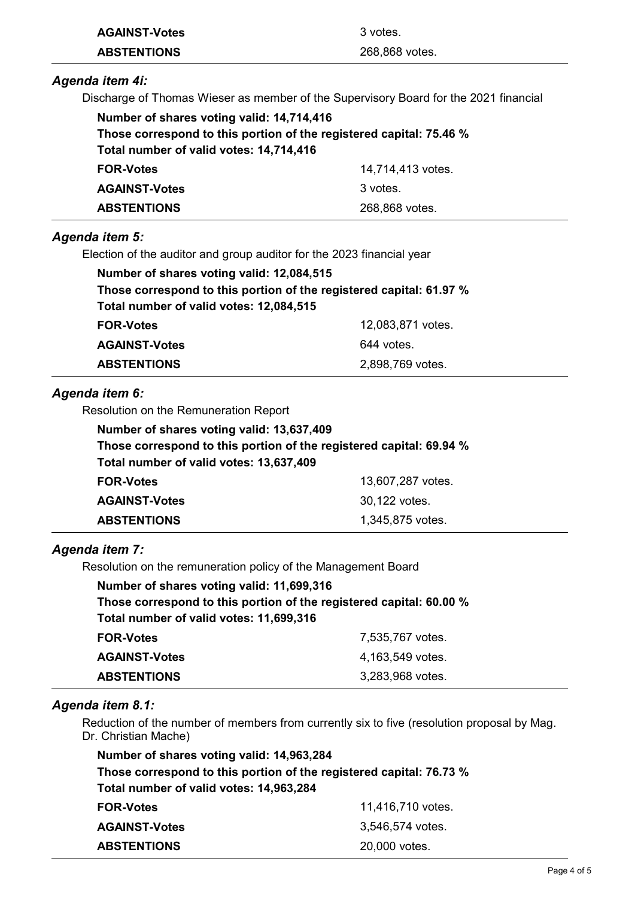| | |
|---|---|
| **AGAINST-Votes** | 3 votes. |
| **ABSTENTIONS** | 268,868 votes. |

### *Agenda item 4i:*

Discharge of Thomas Wieser as member of the Supervisory Board for the 2021 financial

**Number of shares voting valid: 14,714,416**
**Those correspond to this portion of the registered capital: 75.46 %**
**Total number of valid votes: 14,714,416**

| | |
|---|---|
| **FOR-Votes** | 14,714,413 votes. |
| **AGAINST-Votes** | 3 votes. |
| **ABSTENTIONS** | 268,868 votes. |

### *Agenda item 5:*

Election of the auditor and group auditor for the 2023 financial year

**Number of shares voting valid: 12,084,515**
**Those correspond to this portion of the registered capital: 61.97 %**
**Total number of valid votes: 12,084,515**

| | |
|---|---|
| **FOR-Votes** | 12,083,871 votes. |
| **AGAINST-Votes** | 644 votes. |
| **ABSTENTIONS** | 2,898,769 votes. |

### *Agenda item 6:*

Resolution on the Remuneration Report

**Number of shares voting valid: 13,637,409**
**Those correspond to this portion of the registered capital: 69.94 %**
**Total number of valid votes: 13,637,409**

| | |
|---|---|
| **FOR-Votes** | 13,607,287 votes. |
| **AGAINST-Votes** | 30,122 votes. |
| **ABSTENTIONS** | 1,345,875 votes. |

### *Agenda item 7:*

Resolution on the remuneration policy of the Management Board

**Number of shares voting valid: 11,699,316**
**Those correspond to this portion of the registered capital: 60.00 %**
**Total number of valid votes: 11,699,316**

| | |
|---|---|
| **FOR-Votes** | 7,535,767 votes. |
| **AGAINST-Votes** | 4,163,549 votes. |
| **ABSTENTIONS** | 3,283,968 votes. |

### *Agenda item 8.1:*

Reduction of the number of members from currently six to five (resolution proposal by Mag. Dr. Christian Mache)

**Number of shares voting valid: 14,963,284**
**Those correspond to this portion of the registered capital: 76.73 %**
**Total number of valid votes: 14,963,284**

| | |
|---|---|
| **FOR-Votes** | 11,416,710 votes. |
| **AGAINST-Votes** | 3,546,574 votes. |
| **ABSTENTIONS** | 20,000 votes. |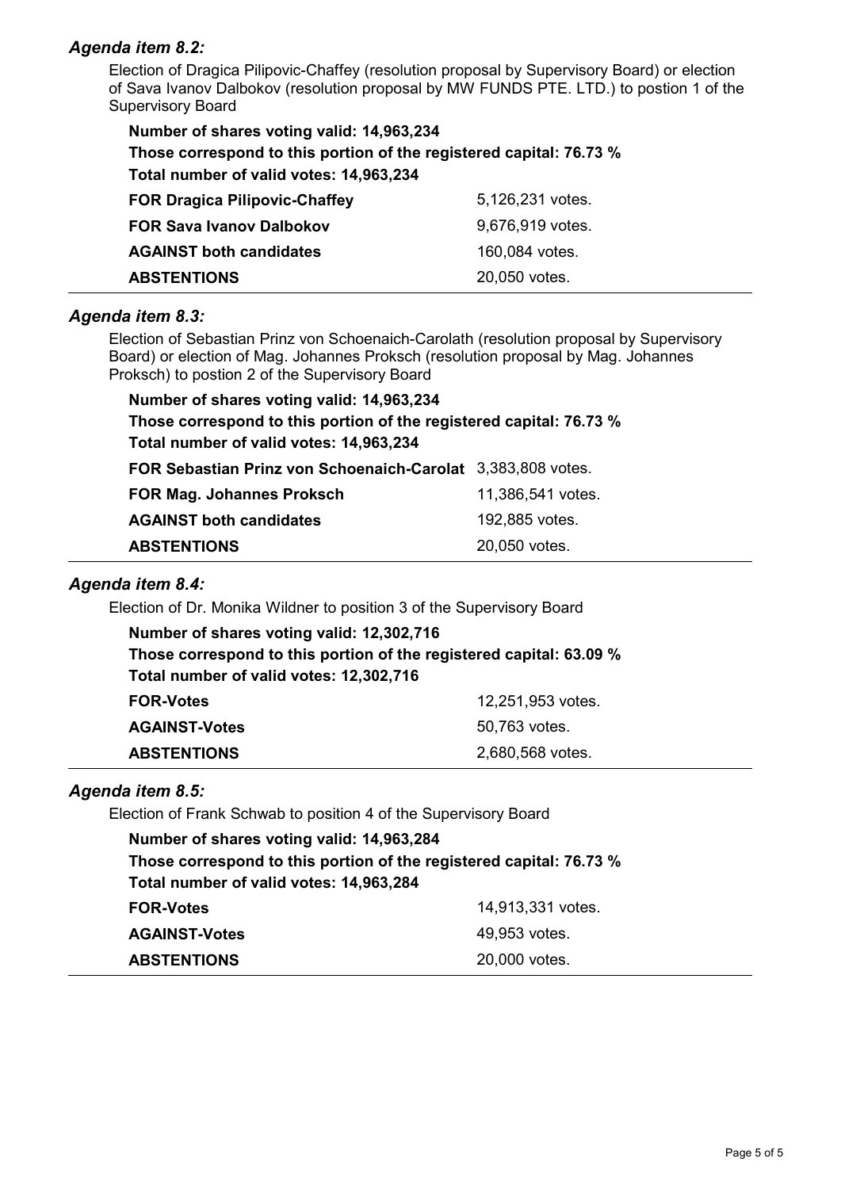### *Agenda item 8.2:*

Election of Dragica Pilipovic-Chaffey (resolution proposal by Supervisory Board) or election of Sava Ivanov Dalbokov (resolution proposal by MW FUNDS PTE. LTD.) to postion 1 of the Supervisory Board

**Number of shares voting valid: 14,963,234**
**Those correspond to this portion of the registered capital: 76.73 %**
**Total number of valid votes: 14,963,234**

| | |
|---|---|
| **FOR Dragica Pilipovic-Chaffey** | 5,126,231 votes. |
| **FOR Sava Ivanov Dalbokov** | 9,676,919 votes. |
| **AGAINST both candidates** | 160,084 votes. |
| **ABSTENTIONS** | 20,050 votes. |

### *Agenda item 8.3:*

Election of Sebastian Prinz von Schoenaich-Carolath (resolution proposal by Supervisory Board) or election of Mag. Johannes Proksch (resolution proposal by Mag. Johannes Proksch) to postion 2 of the Supervisory Board

**Number of shares voting valid: 14,963,234**
**Those correspond to this portion of the registered capital: 76.73 %**
**Total number of valid votes: 14,963,234**

| | |
|---|---|
| **FOR Sebastian Prinz von Schoenaich-Carolat** | 3,383,808 votes. |
| **FOR Mag. Johannes Proksch** | 11,386,541 votes. |
| **AGAINST both candidates** | 192,885 votes. |
| **ABSTENTIONS** | 20,050 votes. |

### *Agenda item 8.4:*

Election of Dr. Monika Wildner to position 3 of the Supervisory Board

**Number of shares voting valid: 12,302,716**
**Those correspond to this portion of the registered capital: 63.09 %**
**Total number of valid votes: 12,302,716**

| | |
|---|---|
| **FOR-Votes** | 12,251,953 votes. |
| **AGAINST-Votes** | 50,763 votes. |
| **ABSTENTIONS** | 2,680,568 votes. |

### *Agenda item 8.5:*

Election of Frank Schwab to position 4 of the Supervisory Board

**Number of shares voting valid: 14,963,284**
**Those correspond to this portion of the registered capital: 76.73 %**
**Total number of valid votes: 14,963,284**

| | |
|---|---|
| **FOR-Votes** | 14,913,331 votes. |
| **AGAINST-Votes** | 49,953 votes. |
| **ABSTENTIONS** | 20,000 votes. |